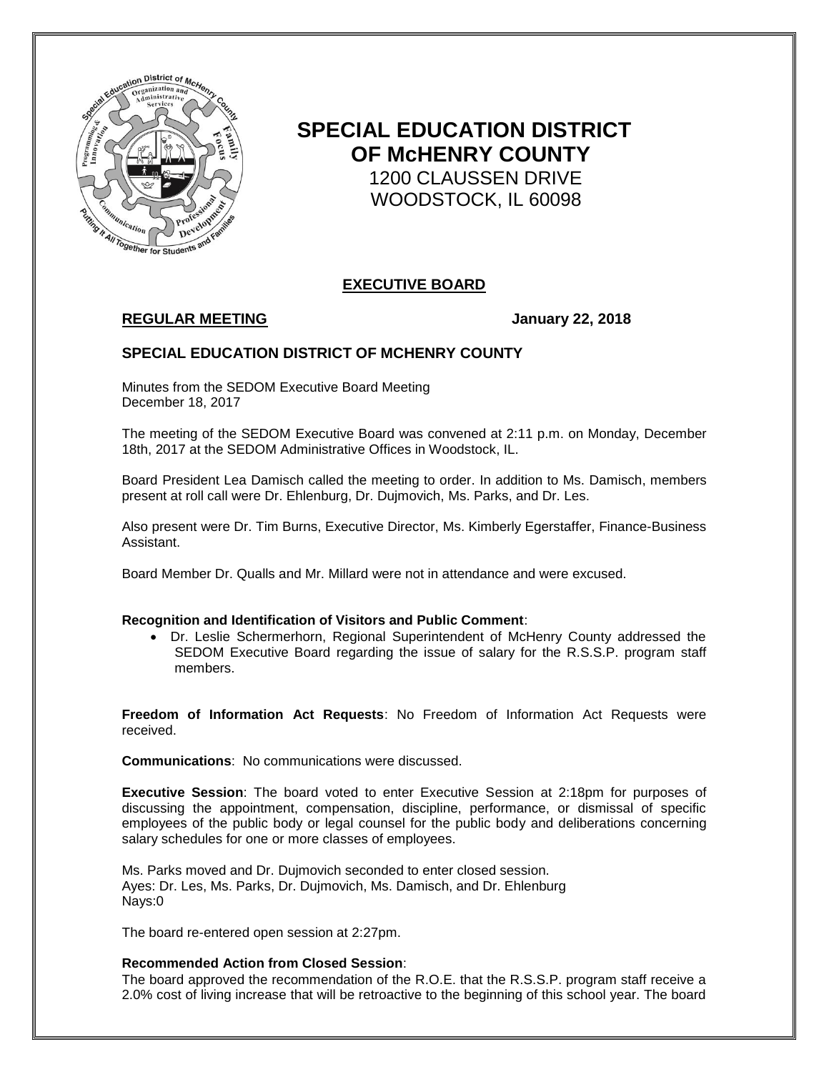# SPECIAL EDUCATION DISTRICT OF McHENRY COUNTY

1200 CLAUSSEN DRIVE
WOODSTOCK, IL 60098

## EXECUTIVE BOARD

**REGULAR MEETING** **January 22, 2018**

### SPECIAL EDUCATION DISTRICT OF MCHENRY COUNTY

Minutes from the SEDOM Executive Board Meeting
December 18, 2017

The meeting of the SEDOM Executive Board was convened at 2:11 p.m. on Monday, December 18th, 2017 at the SEDOM Administrative Offices in Woodstock, IL.

Board President Lea Damisch called the meeting to order. In addition to Ms. Damisch, members present at roll call were Dr. Ehlenburg, Dr. Dujmovich, Ms. Parks, and Dr. Les.

Also present were Dr. Tim Burns, Executive Director, Ms. Kimberly Egerstaffer, Finance-Business Assistant.

Board Member Dr. Qualls and Mr. Millard were not in attendance and were excused.

**Recognition and Identification of Visitors and Public Comment**:

- Dr. Leslie Schermerhorn, Regional Superintendent of McHenry County addressed the SEDOM Executive Board regarding the issue of salary for the R.S.S.P. program staff members.

**Freedom of Information Act Requests**: No Freedom of Information Act Requests were received.

**Communications**: No communications were discussed.

**Executive Session**: The board voted to enter Executive Session at 2:18pm for purposes of discussing the appointment, compensation, discipline, performance, or dismissal of specific employees of the public body or legal counsel for the public body and deliberations concerning salary schedules for one or more classes of employees.

Ms. Parks moved and Dr. Dujmovich seconded to enter closed session.
Ayes: Dr. Les, Ms. Parks, Dr. Dujmovich, Ms. Damisch, and Dr. Ehlenburg
Nays:0

The board re-entered open session at 2:27pm.

**Recommended Action from Closed Session**:
The board approved the recommendation of the R.O.E. that the R.S.S.P. program staff receive a 2.0% cost of living increase that will be retroactive to the beginning of this school year. The board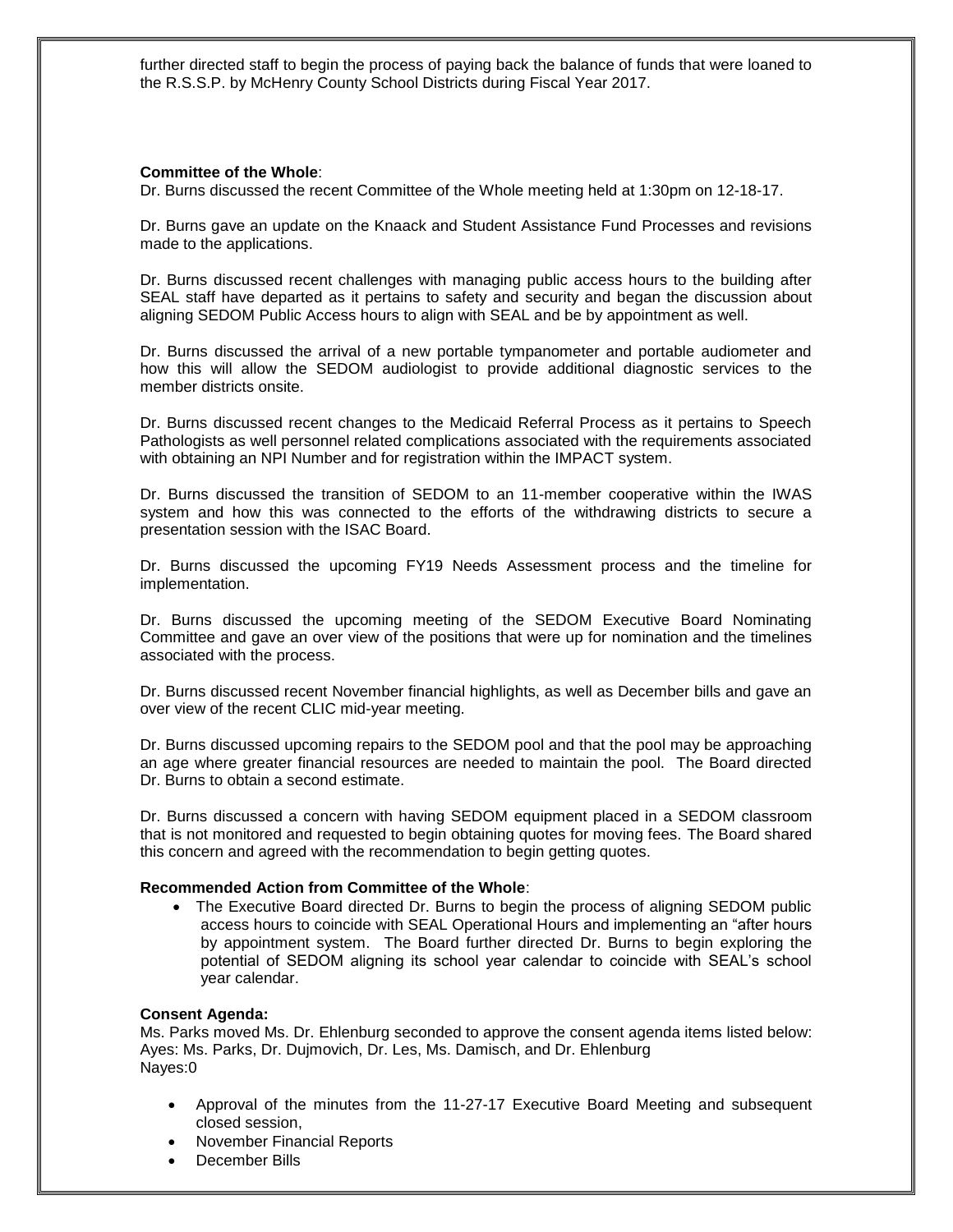further directed staff to begin the process of paying back the balance of funds that were loaned to the R.S.S.P. by McHenry County School Districts during Fiscal Year 2017.

**Committee of the Whole**:

Dr. Burns discussed the recent Committee of the Whole meeting held at 1:30pm on 12-18-17.

Dr. Burns gave an update on the Knaack and Student Assistance Fund Processes and revisions made to the applications.

Dr. Burns discussed recent challenges with managing public access hours to the building after SEAL staff have departed as it pertains to safety and security and began the discussion about aligning SEDOM Public Access hours to align with SEAL and be by appointment as well.

Dr. Burns discussed the arrival of a new portable tympanometer and portable audiometer and how this will allow the SEDOM audiologist to provide additional diagnostic services to the member districts onsite.

Dr. Burns discussed recent changes to the Medicaid Referral Process as it pertains to Speech Pathologists as well personnel related complications associated with the requirements associated with obtaining an NPI Number and for registration within the IMPACT system.

Dr. Burns discussed the transition of SEDOM to an 11-member cooperative within the IWAS system and how this was connected to the efforts of the withdrawing districts to secure a presentation session with the ISAC Board.

Dr. Burns discussed the upcoming FY19 Needs Assessment process and the timeline for implementation.

Dr. Burns discussed the upcoming meeting of the SEDOM Executive Board Nominating Committee and gave an over view of the positions that were up for nomination and the timelines associated with the process.

Dr. Burns discussed recent November financial highlights, as well as December bills and gave an over view of the recent CLIC mid-year meeting.

Dr. Burns discussed upcoming repairs to the SEDOM pool and that the pool may be approaching an age where greater financial resources are needed to maintain the pool. The Board directed Dr. Burns to obtain a second estimate.

Dr. Burns discussed a concern with having SEDOM equipment placed in a SEDOM classroom that is not monitored and requested to begin obtaining quotes for moving fees. The Board shared this concern and agreed with the recommendation to begin getting quotes.

**Recommended Action from Committee of the Whole**:

- The Executive Board directed Dr. Burns to begin the process of aligning SEDOM public access hours to coincide with SEAL Operational Hours and implementing an "after hours by appointment system. The Board further directed Dr. Burns to begin exploring the potential of SEDOM aligning its school year calendar to coincide with SEAL's school year calendar.

**Consent Agenda:**

Ms. Parks moved Ms. Dr. Ehlenburg seconded to approve the consent agenda items listed below:
Ayes: Ms. Parks, Dr. Dujmovich, Dr. Les, Ms. Damisch, and Dr. Ehlenburg
Nayes:0

- Approval of the minutes from the 11-27-17 Executive Board Meeting and subsequent closed session,
- November Financial Reports
- December Bills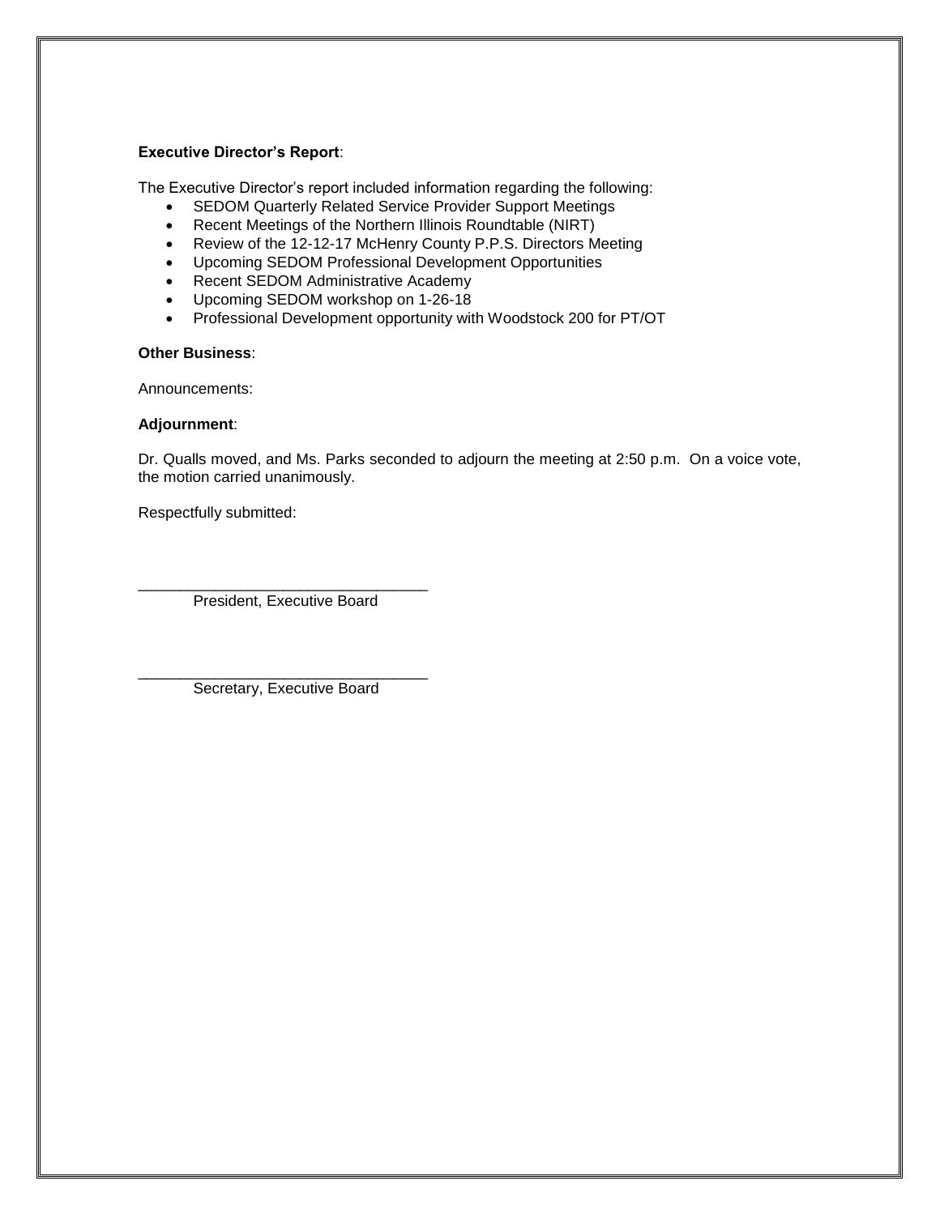**Executive Director's Report**:

The Executive Director's report included information regarding the following:

- SEDOM Quarterly Related Service Provider Support Meetings
- Recent Meetings of the Northern Illinois Roundtable (NIRT)
- Review of the 12-12-17 McHenry County P.P.S. Directors Meeting
- Upcoming SEDOM Professional Development Opportunities
- Recent SEDOM Administrative Academy
- Upcoming SEDOM workshop on 1-26-18
- Professional Development opportunity with Woodstock 200 for PT/OT

**Other Business**:

Announcements:

**Adjournment**:

Dr. Qualls moved, and Ms. Parks seconded to adjourn the meeting at 2:50 p.m. On a voice vote, the motion carried unanimously.

Respectfully submitted:

\_\_\_\_\_\_\_\_\_\_\_\_\_\_\_\_\_\_\_\_\_\_\_\_\_\_\_\_\_\_\_\_\_\_
President, Executive Board

\_\_\_\_\_\_\_\_\_\_\_\_\_\_\_\_\_\_\_\_\_\_\_\_\_\_\_\_\_\_\_\_\_\_
Secretary, Executive Board